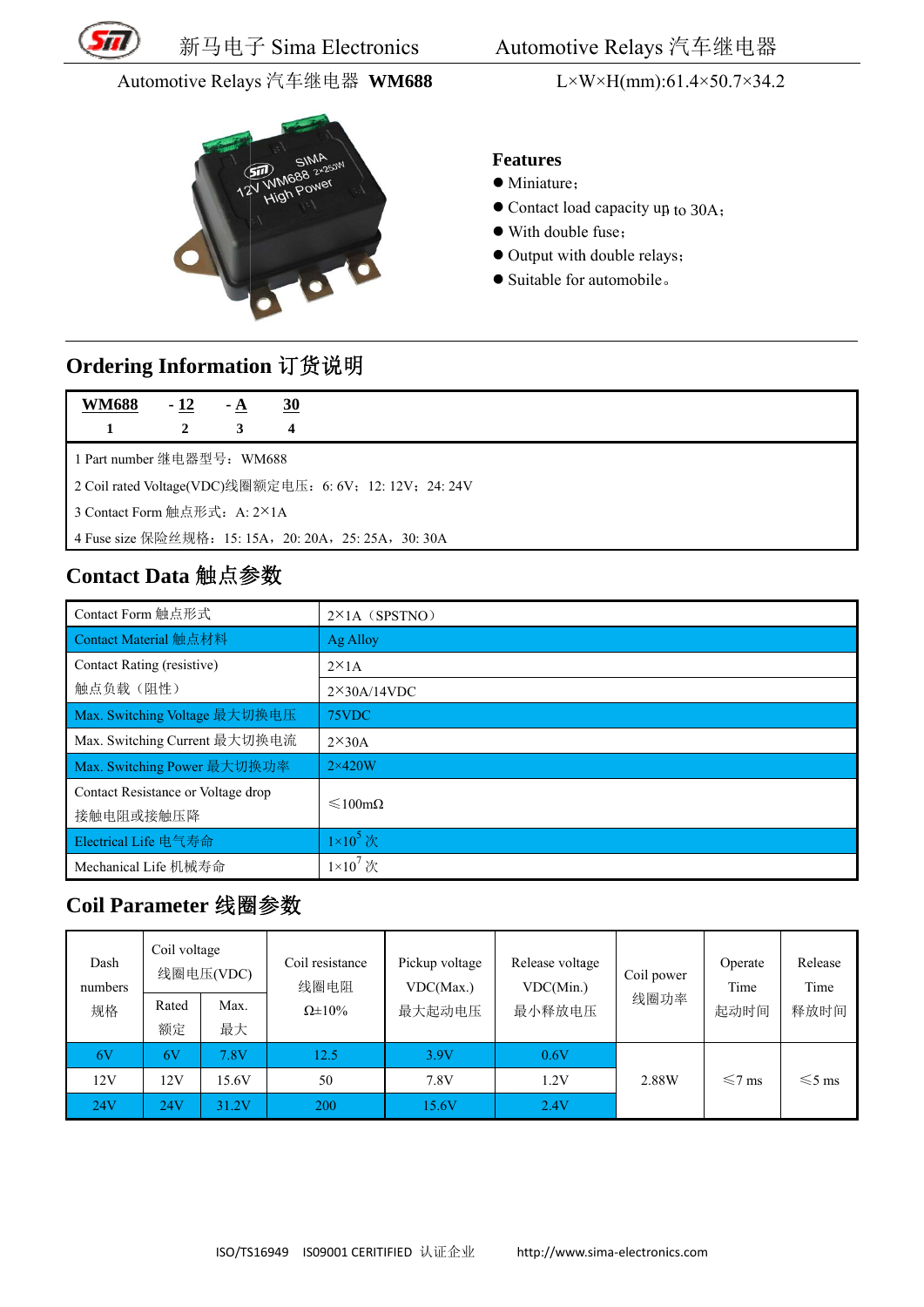Automotive Relays 汽车继电器 **WM688**　　　　L×W×H(mm):61.4×50.7×34.2

**Features**

- Miniature；
- Contact load capacity up to 30A；
- With double fuse；
- Output with double relays；
- Suitable for automobile。

## Ordering Information 订货说明

| WM688 | - 12 | - A | 30 |
|---|---|---|---|
| 1 | 2 | 3 | 4 |

1 Part number 继电器型号：WM688

2 Coil rated Voltage(VDC)线圈额定电压：6: 6V；12: 12V；24: 24V

3 Contact Form 触点形式：A: 2×1A

4 Fuse size 保险丝规格：15: 15A，20: 20A，25: 25A，30: 30A

## Contact Data 触点参数

| Item | Value |
|---|---|
| Contact Form 触点形式 | 2×1A（SPSTNO） |
| Contact Material 触点材料 | Ag Alloy |
| Contact Rating (resistive) 触点负载（阻性） | 2×1A<br>2×30A/14VDC |
| Max. Switching Voltage 最大切换电压 | 75VDC |
| Max. Switching Current 最大切换电流 | 2×30A |
| Max. Switching Power 最大切换功率 | 2×420W |
| Contact Resistance or Voltage drop 接触电阻或接触压降 | ≤100mΩ |
| Electrical Life 电气寿命 | $1\times10^5$ 次 |
| Mechanical Life 机械寿命 | $1\times10^7$ 次 |

## Coil Parameter 线圈参数

| Dash numbers 规格 | Coil voltage 线圈电压(VDC) | | Coil resistance 线圈电阻 Ω±10% | Pickup voltage VDC(Max.) 最大起动电压 | Release voltage VDC(Min.) 最小释放电压 | Coil power 线圈功率 | Operate Time 起动时间 | Release Time 释放时间 |
|---|---|---|---|---|---|---|---|---|
| | Rated 额定 | Max. 最大 | | | | | | |
| 6V | 6V | 7.8V | 12.5 | 3.9V | 0.6V | 2.88W | ≤7 ms | ≤5 ms |
| 12V | 12V | 15.6V | 50 | 7.8V | 1.2V | | | |
| 24V | 24V | 31.2V | 200 | 15.6V | 2.4V | | | |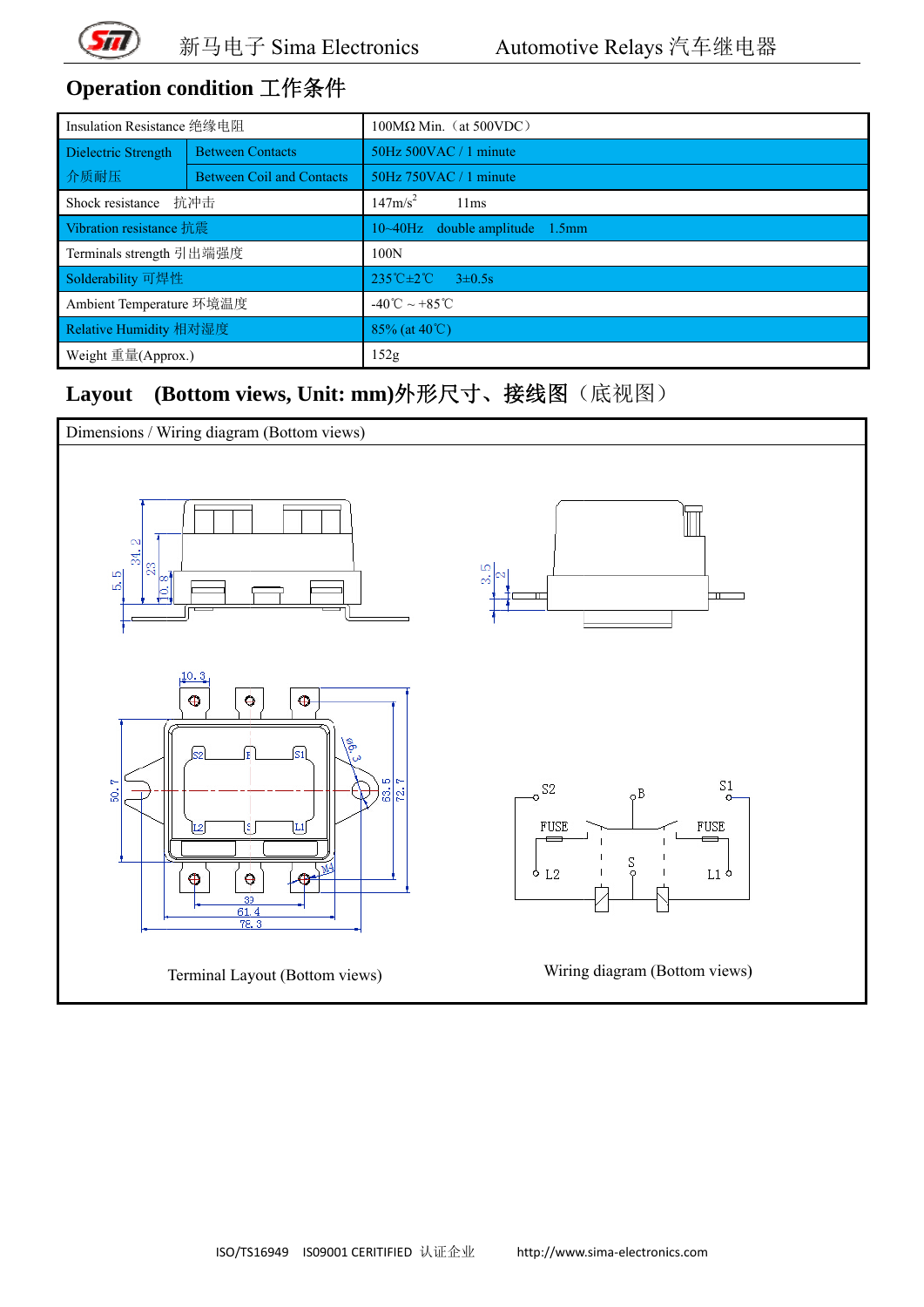## Operation condition 工作条件

| | | |
|---|---|---|
| Insulation Resistance 绝缘电阻 | | 100MΩ Min.（at 500VDC） |
| Dielectric Strength 介质耐压 | Between Contacts | 50Hz 500VAC / 1 minute |
| | Between Coil and Contacts | 50Hz 750VAC / 1 minute |
| Shock resistance 抗冲击 | | 147m/s² 11ms |
| Vibration resistance 抗震 | | 10~40Hz double amplitude 1.5mm |
| Terminals strength 引出端强度 | | 100N |
| Solderability 可焊性 | | 235℃±2℃ 3±0.5s |
| Ambient Temperature 环境温度 | | -40℃ ~ +85℃ |
| Relative Humidity 相对湿度 | | 85% (at 40℃) |
| Weight 重量(Approx.) | | 152g |

## Layout (Bottom views, Unit: mm)外形尺寸、接线图（底视图）

Dimensions / Wiring diagram (Bottom views)

5.5
34.2
23
10.8
3.5
2
10.3
S2
B
S1
L2
S
L1
ø6.3
50.7
63.5
72.7
M4
39
61.4
78.3

Terminal Layout (Bottom views)

S2
B
S1
FUSE
FUSE
L2
S
L1

Wiring diagram (Bottom views)

ISO/TS16949 IS09001 CERITIFIED 认证企业 http://www.sima-electronics.com